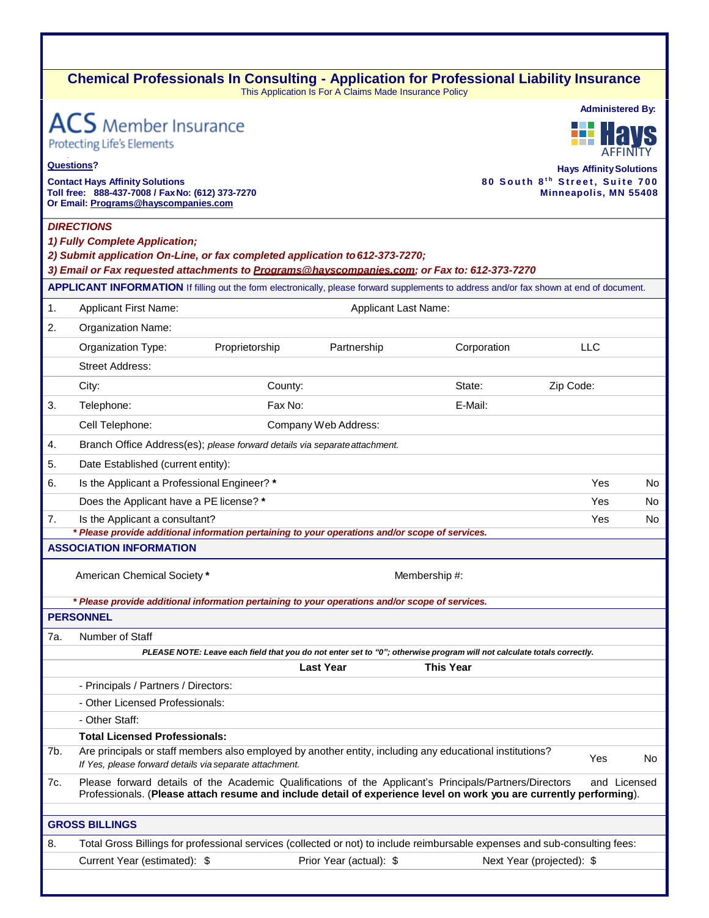# Chemical Professionals In Consulting - Application for Professional Liability Insurance

This Application Is For A Claims Made Insurance Policy

ACS Member Insurance
Protecting Life's Elements

Administered By:
Hays AFFINITY

**Questions?**

**Contact Hays Affinity Solutions**
**Toll free: 888-437-7008 / Fax No: (612) 373-7270**
**Or Email: Programs@hayscompanies.com**

**Hays Affinity Solutions**
**80 South 8th Street, Suite 700**
**Minneapolis, MN 55408**

***DIRECTIONS***
***1) Fully Complete Application;***
***2) Submit application On-Line, or fax completed application to 612-373-7270;***
***3) Email or Fax requested attachments to Programs@hayscompanies.com; or Fax to: 612-373-7270***

## APPLICANT INFORMATION

If filling out the form electronically, please forward supplements to address and/or fax shown at end of document.

1. Applicant First Name: &nbsp;&nbsp;&nbsp; Applicant Last Name:
2. Organization Name:
   Organization Type: Proprietorship &nbsp; Partnership &nbsp; Corporation &nbsp; LLC
   Street Address:
   City: &nbsp;&nbsp; County: &nbsp;&nbsp; State: &nbsp;&nbsp; Zip Code:
3. Telephone: &nbsp;&nbsp; Fax No: &nbsp;&nbsp; E-Mail:
   Cell Telephone: &nbsp;&nbsp; Company Web Address:
4. Branch Office Address(es); *please forward details via separate attachment.*
5. Date Established (current entity):
6. Is the Applicant a Professional Engineer? * &nbsp;&nbsp; Yes &nbsp; No
   Does the Applicant have a PE license? * &nbsp;&nbsp; Yes &nbsp; No
7. Is the Applicant a consultant? &nbsp;&nbsp; Yes &nbsp; No

***\* Please provide additional information pertaining to your operations and/or scope of services.***

## ASSOCIATION INFORMATION

American Chemical Society * &nbsp;&nbsp;&nbsp; Membership #:

***\* Please provide additional information pertaining to your operations and/or scope of services.***

## PERSONNEL

7a. Number of Staff

***PLEASE NOTE: Leave each field that you do not enter set to "0"; otherwise program will not calculate totals correctly.***

| | Last Year | This Year |
|---|---|---|
| - Principals / Partners / Directors: | | |
| - Other Licensed Professionals: | | |
| - Other Staff: | | |
| **Total Licensed Professionals:** | | |

7b. Are principals or staff members also employed by another entity, including any educational institutions? &nbsp;&nbsp; Yes &nbsp; No
*If Yes, please forward details via separate attachment.*

7c. Please forward details of the Academic Qualifications of the Applicant's Principals/Partners/Directors and Licensed Professionals. (**Please attach resume and include detail of experience level on work you are currently performing**).

## GROSS BILLINGS

8. Total Gross Billings for professional services (collected or not) to include reimbursable expenses and sub-consulting fees:
   Current Year (estimated): $ &nbsp;&nbsp; Prior Year (actual): $ &nbsp;&nbsp; Next Year (projected): $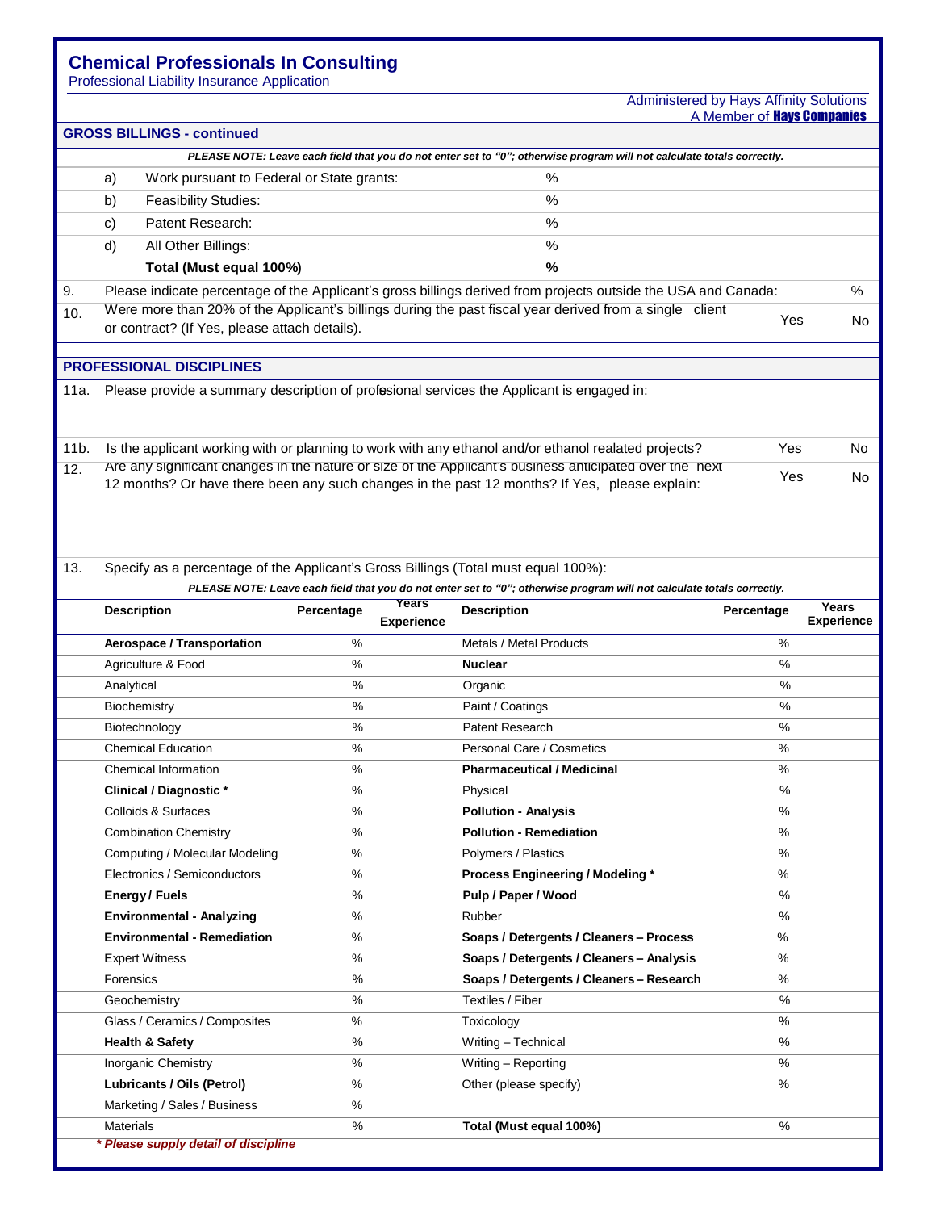# Chemical Professionals In Consulting

Professional Liability Insurance Application

Administered by Hays Affinity Solutions
A Member of **Hays Companies**

## GROSS BILLINGS - continued

***PLEASE NOTE: Leave each field that you do not enter set to "0"; otherwise program will not calculate totals correctly.***

| | | |
|---|---|---|
| a) | Work pursuant to Federal or State grants: | % |
| b) | Feasibility Studies: | % |
| c) | Patent Research: | % |
| d) | All Other Billings: | % |
| | **Total (Must equal 100%)** | **%** |

9. Please indicate percentage of the Applicant's gross billings derived from projects outside the USA and Canada: %

10. Were more than 20% of the Applicant's billings during the past fiscal year derived from a single client or contract? (If Yes, please attach details). Yes No

## PROFESSIONAL DISCIPLINES

11a. Please provide a summary description of profesional services the Applicant is engaged in:

11b. Is the applicant working with or planning to work with any ethanol and/or ethanol realated projects? Yes No

12. Are any significant changes in the nature or size of the Applicant's business anticipated over the next 12 months? Or have there been any such changes in the past 12 months? If Yes, please explain: Yes No

13. Specify as a percentage of the Applicant's Gross Billings (Total must equal 100%):

***PLEASE NOTE: Leave each field that you do not enter set to "0"; otherwise program will not calculate totals correctly.***

| Description | Percentage | Years Experience | Description | Percentage | Years Experience |
|---|---|---|---|---|---|
| **Aerospace / Transportation** | % | | Metals / Metal Products | % | |
| Agriculture & Food | % | | **Nuclear** | % | |
| Analytical | % | | Organic | % | |
| Biochemistry | % | | Paint / Coatings | % | |
| Biotechnology | % | | Patent Research | % | |
| Chemical Education | % | | Personal Care / Cosmetics | % | |
| Chemical Information | % | | **Pharmaceutical / Medicinal** | % | |
| **Clinical / Diagnostic *** | % | | Physical | % | |
| Colloids & Surfaces | % | | **Pollution - Analysis** | % | |
| Combination Chemistry | % | | **Pollution - Remediation** | % | |
| Computing / Molecular Modeling | % | | Polymers / Plastics | % | |
| Electronics / Semiconductors | % | | **Process Engineering / Modeling *** | % | |
| **Energy / Fuels** | % | | **Pulp / Paper / Wood** | % | |
| **Environmental - Analyzing** | % | | Rubber | % | |
| **Environmental - Remediation** | % | | **Soaps / Detergents / Cleaners – Process** | % | |
| Expert Witness | % | | **Soaps / Detergents / Cleaners – Analysis** | % | |
| Forensics | % | | **Soaps / Detergents / Cleaners – Research** | % | |
| Geochemistry | % | | Textiles / Fiber | % | |
| Glass / Ceramics / Composites | % | | Toxicology | % | |
| **Health & Safety** | % | | Writing – Technical | % | |
| Inorganic Chemistry | % | | Writing – Reporting | % | |
| **Lubricants / Oils (Petrol)** | % | | Other (please specify) | % | |
| Marketing / Sales / Business | % | | | | |
| Materials | % | | **Total (Must equal 100%)** | % | |

****** Please supply detail of discipline***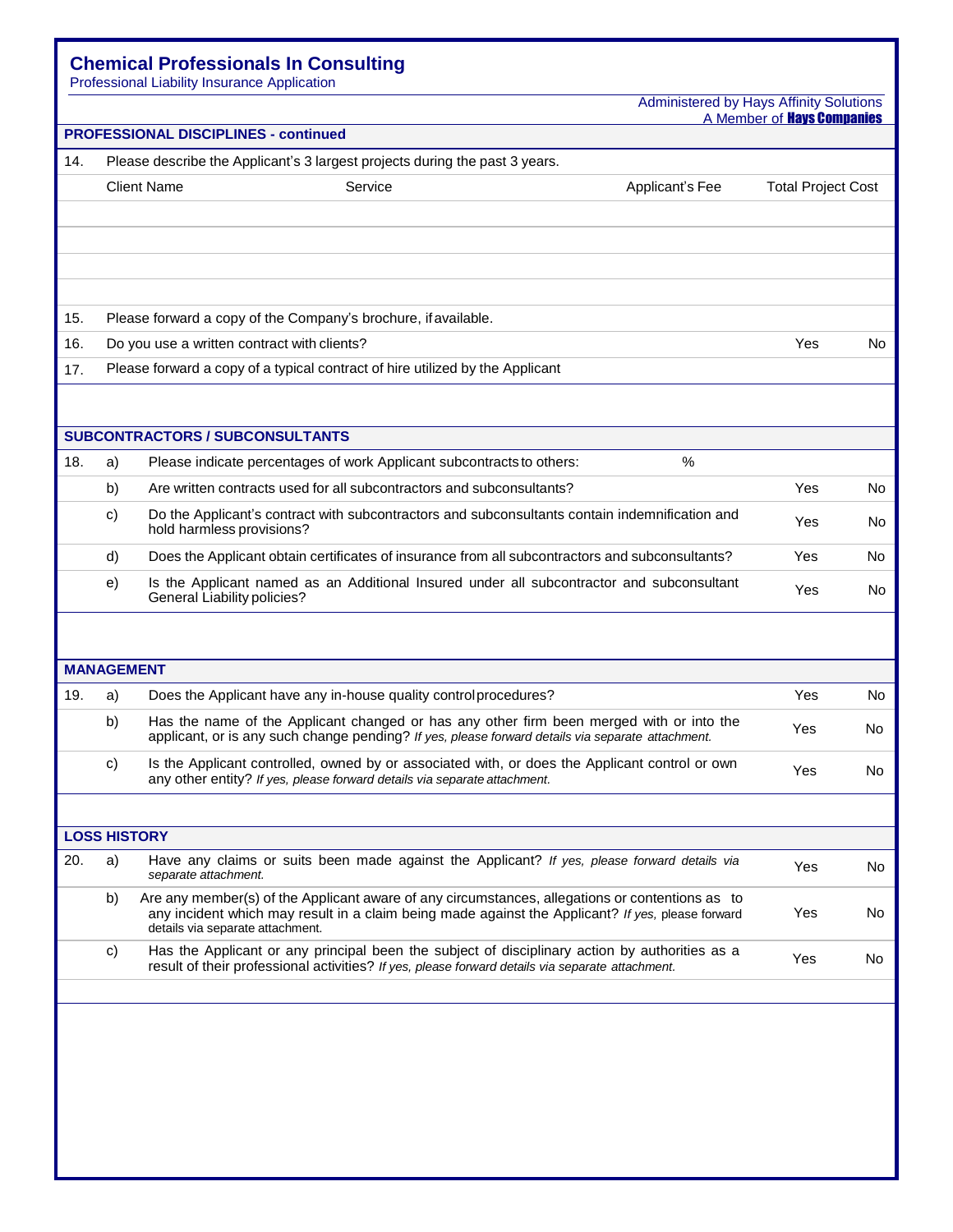## PROFESSIONAL DISCIPLINES - continued

14. Please describe the Applicant's 3 largest projects during the past 3 years.

| Client Name | Service | Applicant's Fee | Total Project Cost |
|---|---|---|---|
| | | | |
| | | | |
| | | | |
| | | | |

15. Please forward a copy of the Company's brochure, if available.

16. Do you use a written contract with clients? Yes No

17. Please forward a copy of a typical contract of hire utilized by the Applicant

## SUBCONTRACTORS / SUBCONSULTANTS

18. a) Please indicate percentages of work Applicant subcontracts to others: %

b) Are written contracts used for all subcontractors and subconsultants? Yes No

c) Do the Applicant's contract with subcontractors and subconsultants contain indemnification and hold harmless provisions? Yes No

d) Does the Applicant obtain certificates of insurance from all subcontractors and subconsultants? Yes No

e) Is the Applicant named as an Additional Insured under all subcontractor and subconsultant General Liability policies? Yes No

## MANAGEMENT

19. a) Does the Applicant have any in-house quality control procedures? Yes No

b) Has the name of the Applicant changed or has any other firm been merged with or into the applicant, or is any such change pending? *If yes, please forward details via separate attachment.* Yes No

c) Is the Applicant controlled, owned by or associated with, or does the Applicant control or own any other entity? *If yes, please forward details via separate attachment.* Yes No

## LOSS HISTORY

20. a) Have any claims or suits been made against the Applicant? *If yes, please forward details via separate attachment.* Yes No

b) Are any member(s) of the Applicant aware of any circumstances, allegations or contentions as to any incident which may result in a claim being made against the Applicant? *If yes,* please forward details via separate attachment. Yes No

c) Has the Applicant or any principal been the subject of disciplinary action by authorities as a result of their professional activities? *If yes, please forward details via separate attachment.* Yes No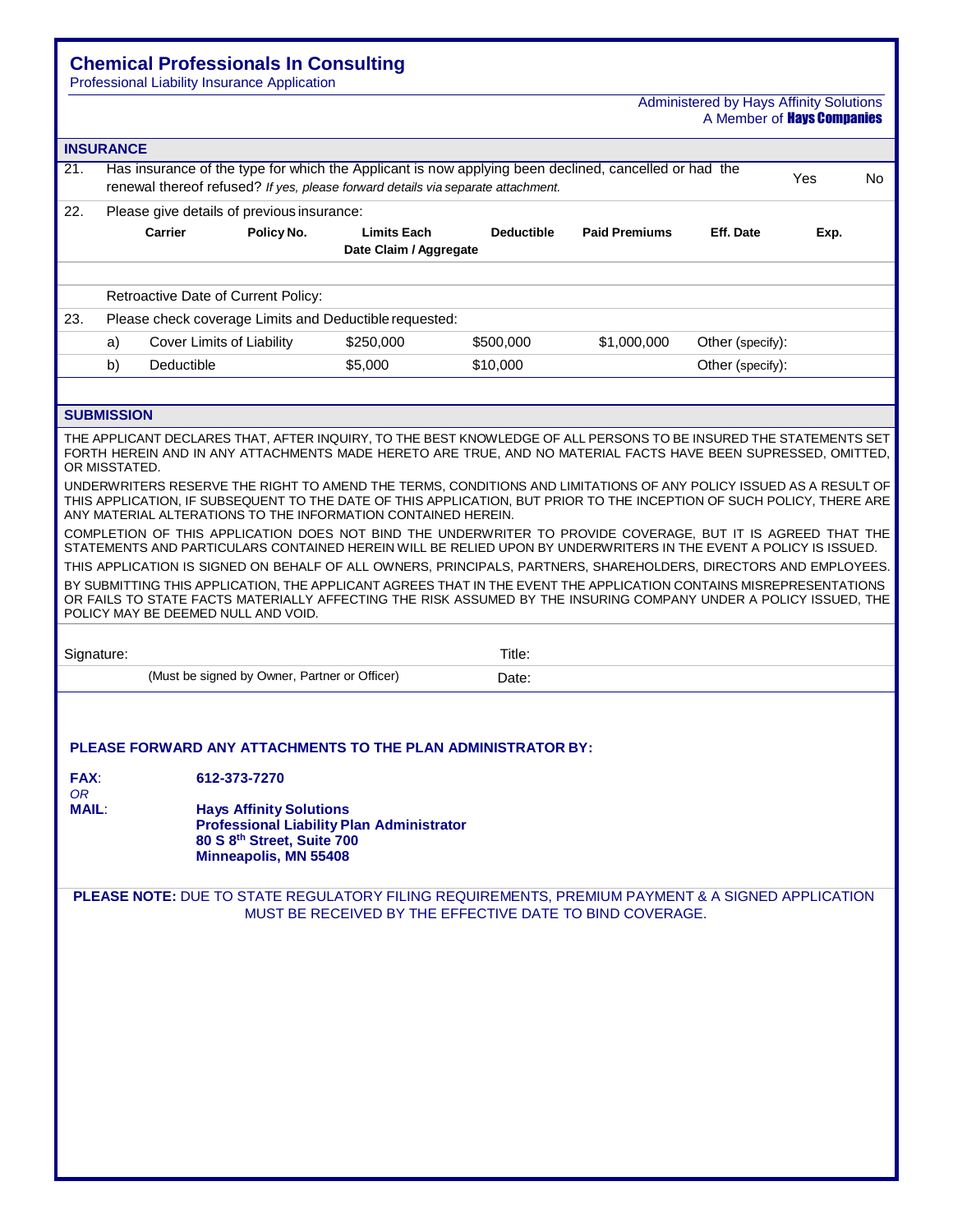# Chemical Professionals In Consulting

Professional Liability Insurance Application

Administered by Hays Affinity Solutions
A Member of **Hays Companies**

## INSURANCE

21. Has insurance of the type for which the Applicant is now applying been declined, cancelled or had the renewal thereof refused? *If yes, please forward details via separate attachment.* Yes No

22. Please give details of previous insurance:

| Carrier | Policy No. | Limits Each Date Claim / Aggregate | Deductible | Paid Premiums | Eff. Date | Exp. |
|---|---|---|---|---|---|---|
| | | | | | | |

Retroactive Date of Current Policy:

23. Please check coverage Limits and Deductible requested:

| | | | | | |
|---|---|---|---|---|---|
| a) | Cover Limits of Liability | $250,000 | $500,000 | $1,000,000 | Other (specify): |
| b) | Deductible | $5,000 | $10,000 | | Other (specify): |

## SUBMISSION

THE APPLICANT DECLARES THAT, AFTER INQUIRY, TO THE BEST KNOWLEDGE OF ALL PERSONS TO BE INSURED THE STATEMENTS SET FORTH HEREIN AND IN ANY ATTACHMENTS MADE HERETO ARE TRUE, AND NO MATERIAL FACTS HAVE BEEN SUPRESSED, OMITTED, OR MISSTATED.

UNDERWRITERS RESERVE THE RIGHT TO AMEND THE TERMS, CONDITIONS AND LIMITATIONS OF ANY POLICY ISSUED AS A RESULT OF THIS APPLICATION, IF SUBSEQUENT TO THE DATE OF THIS APPLICATION, BUT PRIOR TO THE INCEPTION OF SUCH POLICY, THERE ARE ANY MATERIAL ALTERATIONS TO THE INFORMATION CONTAINED HEREIN.

COMPLETION OF THIS APPLICATION DOES NOT BIND THE UNDERWRITER TO PROVIDE COVERAGE, BUT IT IS AGREED THAT THE STATEMENTS AND PARTICULARS CONTAINED HEREIN WILL BE RELIED UPON BY UNDERWRITERS IN THE EVENT A POLICY IS ISSUED.

THIS APPLICATION IS SIGNED ON BEHALF OF ALL OWNERS, PRINCIPALS, PARTNERS, SHAREHOLDERS, DIRECTORS AND EMPLOYEES.

BY SUBMITTING THIS APPLICATION, THE APPLICANT AGREES THAT IN THE EVENT THE APPLICATION CONTAINS MISREPRESENTATIONS OR FAILS TO STATE FACTS MATERIALLY AFFECTING THE RISK ASSUMED BY THE INSURING COMPANY UNDER A POLICY ISSUED, THE POLICY MAY BE DEEMED NULL AND VOID.

Signature: Title:

(Must be signed by Owner, Partner or Officer) Date:

**PLEASE FORWARD ANY ATTACHMENTS TO THE PLAN ADMINISTRATOR BY:**

**FAX**: **612-373-7270**

*OR*

**MAIL**: **Hays Affinity Solutions**
**Professional Liability Plan Administrator**
**80 S 8th Street, Suite 700**
**Minneapolis, MN 55408**

**PLEASE NOTE:** DUE TO STATE REGULATORY FILING REQUIREMENTS, PREMIUM PAYMENT & A SIGNED APPLICATION MUST BE RECEIVED BY THE EFFECTIVE DATE TO BIND COVERAGE.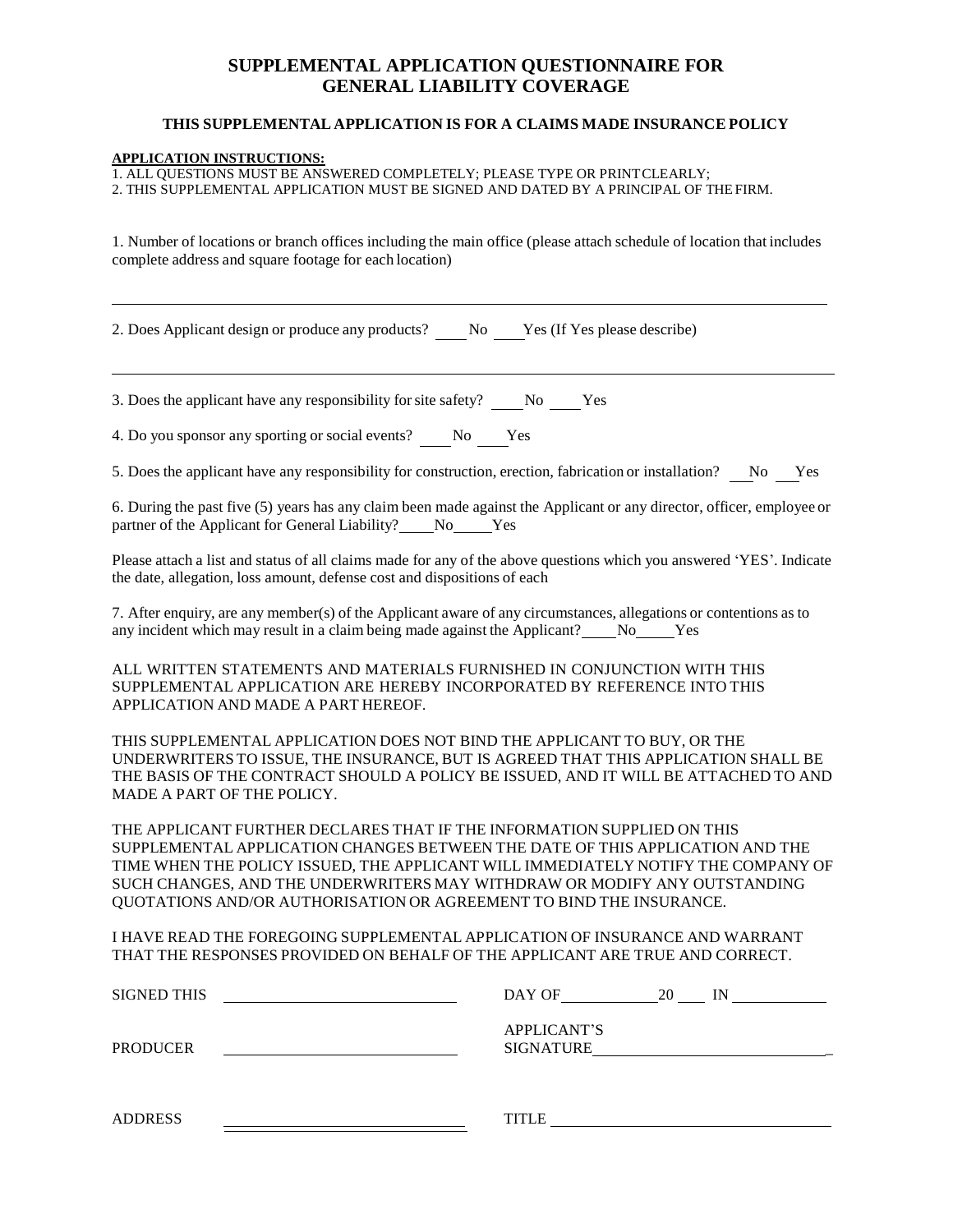# SUPPLEMENTAL APPLICATION QUESTIONNAIRE FOR GENERAL LIABILITY COVERAGE

**THIS SUPPLEMENTAL APPLICATION IS FOR A CLAIMS MADE INSURANCE POLICY**

**APPLICATION INSTRUCTIONS:**

1. ALL QUESTIONS MUST BE ANSWERED COMPLETELY; PLEASE TYPE OR PRINT CLEARLY;
2. THIS SUPPLEMENTAL APPLICATION MUST BE SIGNED AND DATED BY A PRINCIPAL OF THE FIRM.

1. Number of locations or branch offices including the main office (please attach schedule of location that includes complete address and square footage for each location)

______________________________________________________________________________

2. Does Applicant design or produce any products? ____No ____Yes (If Yes please describe)

______________________________________________________________________________

3. Does the applicant have any responsibility for site safety? ____No ____Yes

4. Do you sponsor any sporting or social events? ____No ____Yes

5. Does the applicant have any responsibility for construction, erection, fabrication or installation? ___No ___Yes

6. During the past five (5) years has any claim been made against the Applicant or any director, officer, employee or partner of the Applicant for General Liability? ____No_____Yes

Please attach a list and status of all claims made for any of the above questions which you answered 'YES'. Indicate the date, allegation, loss amount, defense cost and dispositions of each

7. After enquiry, are any member(s) of the Applicant aware of any circumstances, allegations or contentions as to any incident which may result in a claim being made against the Applicant? ____No_____Yes

ALL WRITTEN STATEMENTS AND MATERIALS FURNISHED IN CONJUNCTION WITH THIS SUPPLEMENTAL APPLICATION ARE HEREBY INCORPORATED BY REFERENCE INTO THIS APPLICATION AND MADE A PART HEREOF.

THIS SUPPLEMENTAL APPLICATION DOES NOT BIND THE APPLICANT TO BUY, OR THE UNDERWRITERS TO ISSUE, THE INSURANCE, BUT IS AGREED THAT THIS APPLICATION SHALL BE THE BASIS OF THE CONTRACT SHOULD A POLICY BE ISSUED, AND IT WILL BE ATTACHED TO AND MADE A PART OF THE POLICY.

THE APPLICANT FURTHER DECLARES THAT IF THE INFORMATION SUPPLIED ON THIS SUPPLEMENTAL APPLICATION CHANGES BETWEEN THE DATE OF THIS APPLICATION AND THE TIME WHEN THE POLICY ISSUED, THE APPLICANT WILL IMMEDIATELY NOTIFY THE COMPANY OF SUCH CHANGES, AND THE UNDERWRITERS MAY WITHDRAW OR MODIFY ANY OUTSTANDING QUOTATIONS AND/OR AUTHORISATION OR AGREEMENT TO BIND THE INSURANCE.

I HAVE READ THE FOREGOING SUPPLEMENTAL APPLICATION OF INSURANCE AND WARRANT THAT THE RESPONSES PROVIDED ON BEHALF OF THE APPLICANT ARE TRUE AND CORRECT.

SIGNED THIS ______________________ DAY OF __________ 20 ____ IN __________

PRODUCER ______________________ APPLICANT'S SIGNATURE ______________________

ADDRESS ______________________ TITLE ______________________